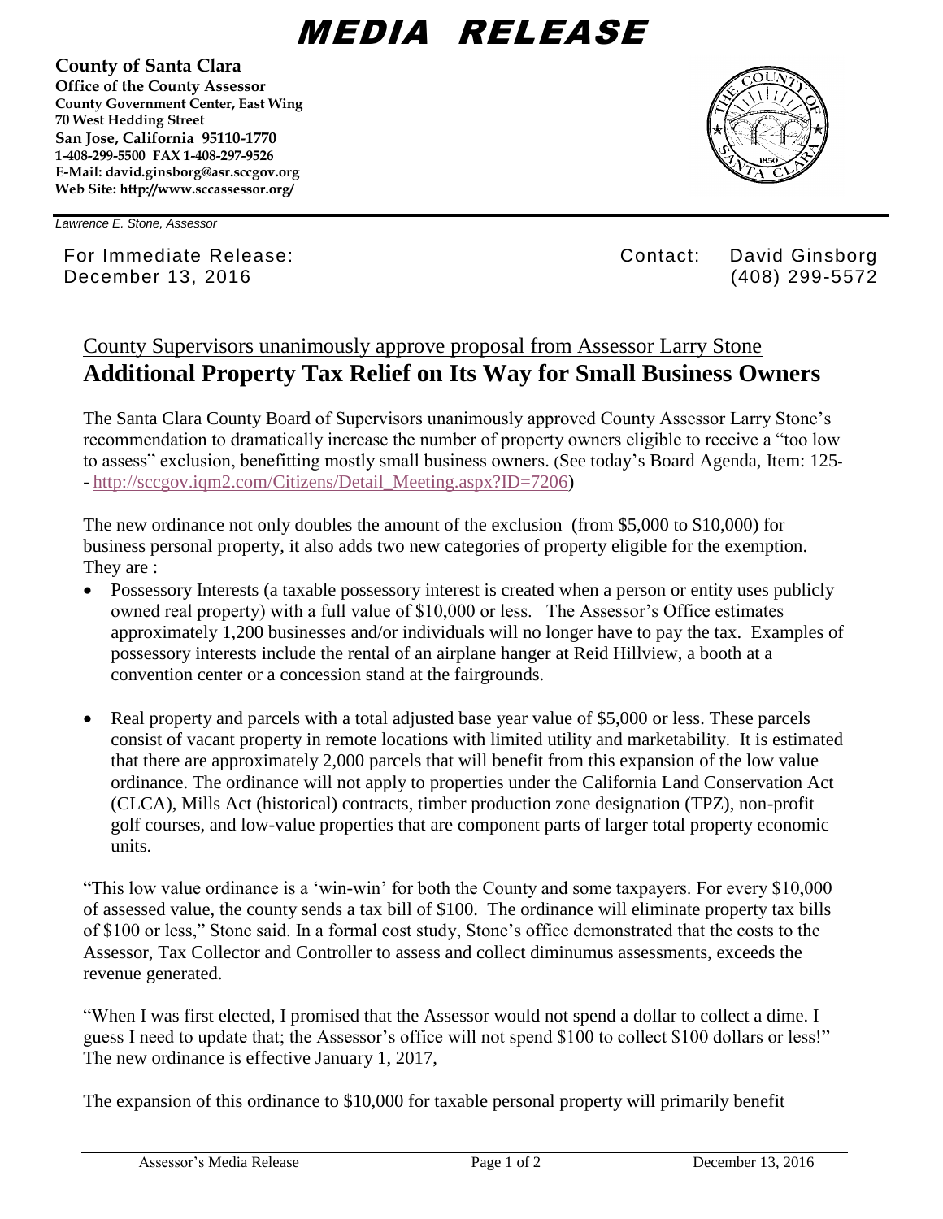# MEDIA RELEASE

**County of Santa Clara**
**Office of the County Assessor**
**County Government Center, East Wing**
**70 West Hedding Street**
**San Jose, California 95110-1770**
**1-408-299-5500 FAX 1-408-297-9526**
**E-Mail: david.ginsborg@asr.sccgov.org**
**Web Site: http://www.sccassessor.org/**

*Lawrence E. Stone, Assessor*

For Immediate Release:
December 13, 2016

Contact: David Ginsborg
(408) 299-5572

## County Supervisors unanimously approve proposal from Assessor Larry Stone
## **Additional Property Tax Relief on Its Way for Small Business Owners**

The Santa Clara County Board of Supervisors unanimously approved County Assessor Larry Stone's recommendation to dramatically increase the number of property owners eligible to receive a "too low to assess" exclusion, benefitting mostly small business owners. (See today's Board Agenda, Item: 125-- http://sccgov.iqm2.com/Citizens/Detail_Meeting.aspx?ID=7206)

The new ordinance not only doubles the amount of the exclusion (from $5,000 to $10,000) for business personal property, it also adds two new categories of property eligible for the exemption. They are :

- Possessory Interests (a taxable possessory interest is created when a person or entity uses publicly owned real property) with a full value of $10,000 or less. The Assessor's Office estimates approximately 1,200 businesses and/or individuals will no longer have to pay the tax. Examples of possessory interests include the rental of an airplane hanger at Reid Hillview, a booth at a convention center or a concession stand at the fairgrounds.

- Real property and parcels with a total adjusted base year value of $5,000 or less. These parcels consist of vacant property in remote locations with limited utility and marketability. It is estimated that there are approximately 2,000 parcels that will benefit from this expansion of the low value ordinance. The ordinance will not apply to properties under the California Land Conservation Act (CLCA), Mills Act (historical) contracts, timber production zone designation (TPZ), non-profit golf courses, and low-value properties that are component parts of larger total property economic units.

"This low value ordinance is a 'win-win' for both the County and some taxpayers. For every $10,000 of assessed value, the county sends a tax bill of $100. The ordinance will eliminate property tax bills of $100 or less," Stone said. In a formal cost study, Stone's office demonstrated that the costs to the Assessor, Tax Collector and Controller to assess and collect diminumus assessments, exceeds the revenue generated.

"When I was first elected, I promised that the Assessor would not spend a dollar to collect a dime. I guess I need to update that; the Assessor's office will not spend $100 to collect $100 dollars or less!" The new ordinance is effective January 1, 2017,

The expansion of this ordinance to $10,000 for taxable personal property will primarily benefit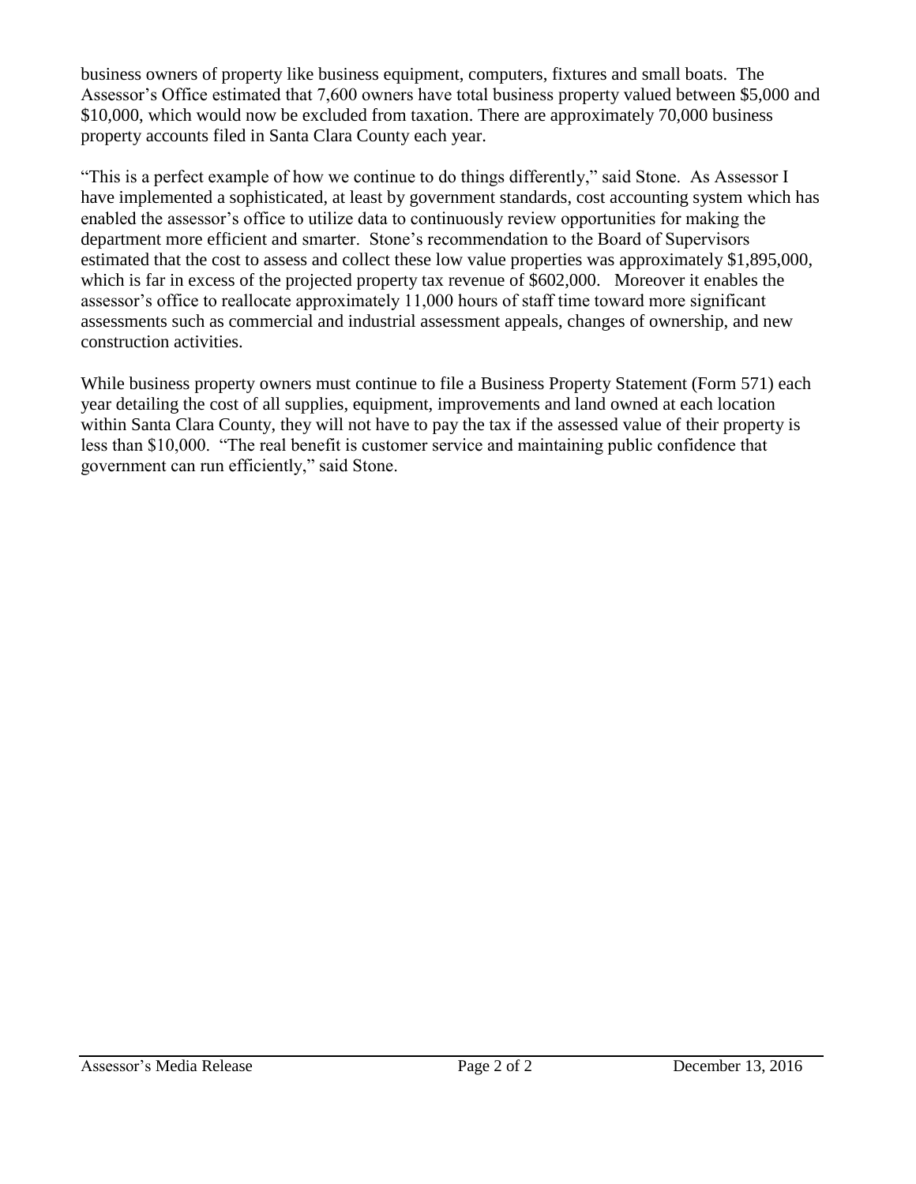business owners of property like business equipment, computers, fixtures and small boats. The Assessor's Office estimated that 7,600 owners have total business property valued between $5,000 and $10,000, which would now be excluded from taxation. There are approximately 70,000 business property accounts filed in Santa Clara County each year.

"This is a perfect example of how we continue to do things differently," said Stone. As Assessor I have implemented a sophisticated, at least by government standards, cost accounting system which has enabled the assessor's office to utilize data to continuously review opportunities for making the department more efficient and smarter. Stone's recommendation to the Board of Supervisors estimated that the cost to assess and collect these low value properties was approximately $1,895,000, which is far in excess of the projected property tax revenue of $602,000. Moreover it enables the assessor's office to reallocate approximately 11,000 hours of staff time toward more significant assessments such as commercial and industrial assessment appeals, changes of ownership, and new construction activities.

While business property owners must continue to file a Business Property Statement (Form 571) each year detailing the cost of all supplies, equipment, improvements and land owned at each location within Santa Clara County, they will not have to pay the tax if the assessed value of their property is less than $10,000. "The real benefit is customer service and maintaining public confidence that government can run efficiently," said Stone.